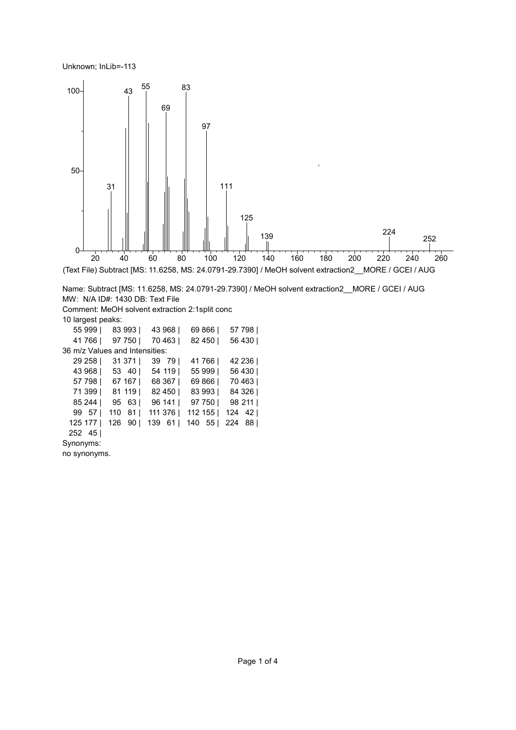Unknown; InLib=-113

100
50
0
31
43
55
69
83
97
111
125
139
224
252
20 40 60 80 100 120 140 160 180 200 220 240 260

(Text File) Subtract [MS: 11.6258, MS: 24.0791-29.7390] / MeOH solvent extraction2__MORE / GCEI / AUG

Name: Subtract [MS: 11.6258, MS: 24.0791-29.7390] / MeOH solvent extraction2__MORE / GCEI / AUG
MW: N/A ID#: 1430 DB: Text File
Comment: MeOH solvent extraction 2:1split conc

10 largest peaks:

| | | | | |
|---|---|---|---|---|
| 55 999 | | 83 993 | | 43 968 | | 69 866 | | 57 798 | |
| 41 766 | | 97 750 | | 70 463 | | 82 450 | | 56 430 | |

36 m/z Values and Intensities:

| | | | | |
|---|---|---|---|---|
| 29 258 | | 31 371 | | 39 79 | | 41 766 | | 42 236 | |
| 43 968 | | 53 40 | | 54 119 | | 55 999 | | 56 430 | |
| 57 798 | | 67 167 | | 68 367 | | 69 866 | | 70 463 | |
| 71 399 | | 81 119 | | 82 450 | | 83 993 | | 84 326 | |
| 85 244 | | 95 63 | | 96 141 | | 97 750 | | 98 211 | |
| 99 57 | | 110 81 | | 111 376 | | 112 155 | | 124 42 | |
| 125 177 | | 126 90 | | 139 61 | | 140 55 | | 224 88 | |
| 252 45 | | | | | |

Synonyms:
no synonyms.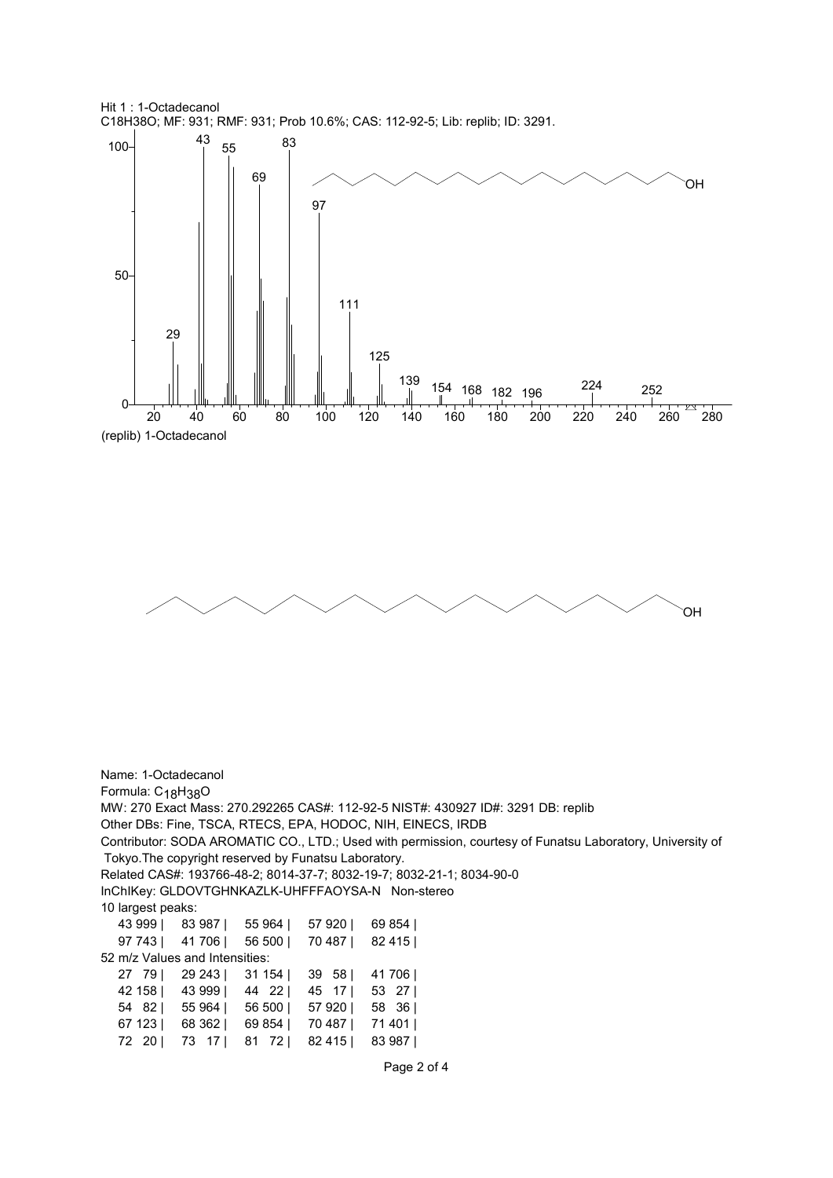Hit 1 : 1-Octadecanol
C18H38O; MF: 931; RMF: 931; Prob 10.6%; CAS: 112-92-5; Lib: replib; ID: 3291.

100
50
0
20 40 60 80 100 120 140 160 180 200 220 240 260 280

43 55 83 69 97 111 29 125 139 154 168 182 196 224 252

OH

(replib) 1-Octadecanol

OH

Name: 1-Octadecanol
Formula: $C_{18}H_{38}O$
MW: 270 Exact Mass: 270.292265 CAS#: 112-92-5 NIST#: 430927 ID#: 3291 DB: replib
Other DBs: Fine, TSCA, RTECS, EPA, HODOC, NIH, EINECS, IRDB
Contributor: SODA AROMATIC CO., LTD.; Used with permission, courtesy of Funatsu Laboratory, University of Tokyo.The copyright reserved by Funatsu Laboratory.
Related CAS#: 193766-48-2; 8014-37-7; 8032-19-7; 8032-21-1; 8034-90-0
InChIKey: GLDOVTGHNKAZLK-UHFFFAOYSA-N Non-stereo

10 largest peaks:

| | | | | |
|---|---|---|---|---|
| 43 999 | 83 987 | 55 964 | 57 920 | 69 854 |
| 97 743 | 41 706 | 56 500 | 70 487 | 82 415 |

52 m/z Values and Intensities:

| | | | | |
|---|---|---|---|---|
| 27 79 | 29 243 | 31 154 | 39 58 | 41 706 |
| 42 158 | 43 999 | 44 22 | 45 17 | 53 27 |
| 54 82 | 55 964 | 56 500 | 57 920 | 58 36 |
| 67 123 | 68 362 | 69 854 | 70 487 | 71 401 |
| 72 20 | 73 17 | 81 72 | 82 415 | 83 987 |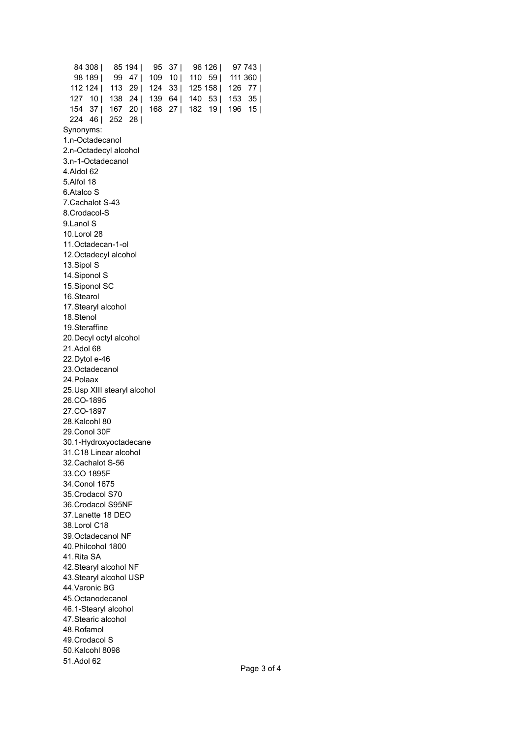```
  84 308 |    85 194 |    95  37 |    96 126 |    97 743 |
  98 189 |    99  47 |   109  10 |   110  59 |   111 360 |
 112 124 |   113  29 |   124  33 |   125 158 |   126  77 |
 127  10 |   138  24 |   139  64 |   140  53 |   153  35 |
 154  37 |   167  20 |   168  27 |   182  19 |   196  15 |
 224  46 |   252  28 |
```

Synonyms:

1.n-Octadecanol
2.n-Octadecyl alcohol
3.n-1-Octadecanol
4.Aldol 62
5.Alfol 18
6.Atalco S
7.Cachalot S-43
8.Crodacol-S
9.Lanol S
10.Lorol 28
11.Octadecan-1-ol
12.Octadecyl alcohol
13.Sipol S
14.Siponol S
15.Siponol SC
16.Stearol
17.Stearyl alcohol
18.Stenol
19.Steraffine
20.Decyl octyl alcohol
21.Adol 68
22.Dytol e-46
23.Octadecanol
24.Polaax
25.Usp XIII stearyl alcohol
26.CO-1895
27.CO-1897
28.Kalcohl 80
29.Conol 30F
30.1-Hydroxyoctadecane
31.C18 Linear alcohol
32.Cachalot S-56
33.CO 1895F
34.Conol 1675
35.Crodacol S70
36.Crodacol S95NF
37.Lanette 18 DEO
38.Lorol C18
39.Octadecanol NF
40.Philcohol 1800
41.Rita SA
42.Stearyl alcohol NF
43.Stearyl alcohol USP
44.Varonic BG
45.Octanodecanol
46.1-Stearyl alcohol
47.Stearic alcohol
48.Rofamol
49.Crodacol S
50.Kalcohl 8098
51.Adol 62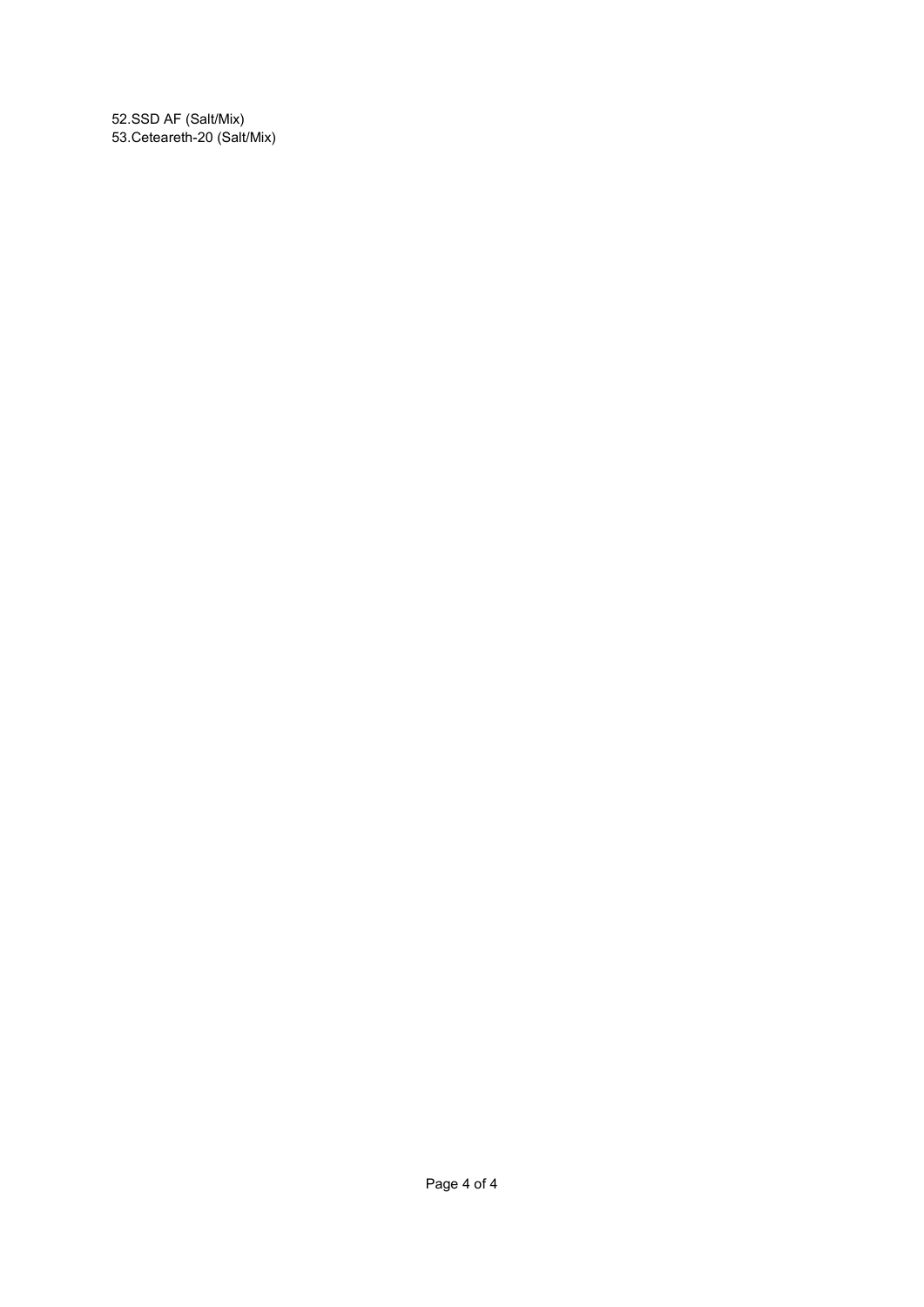52.SSD AF (Salt/Mix)
53.Ceteareth-20 (Salt/Mix)